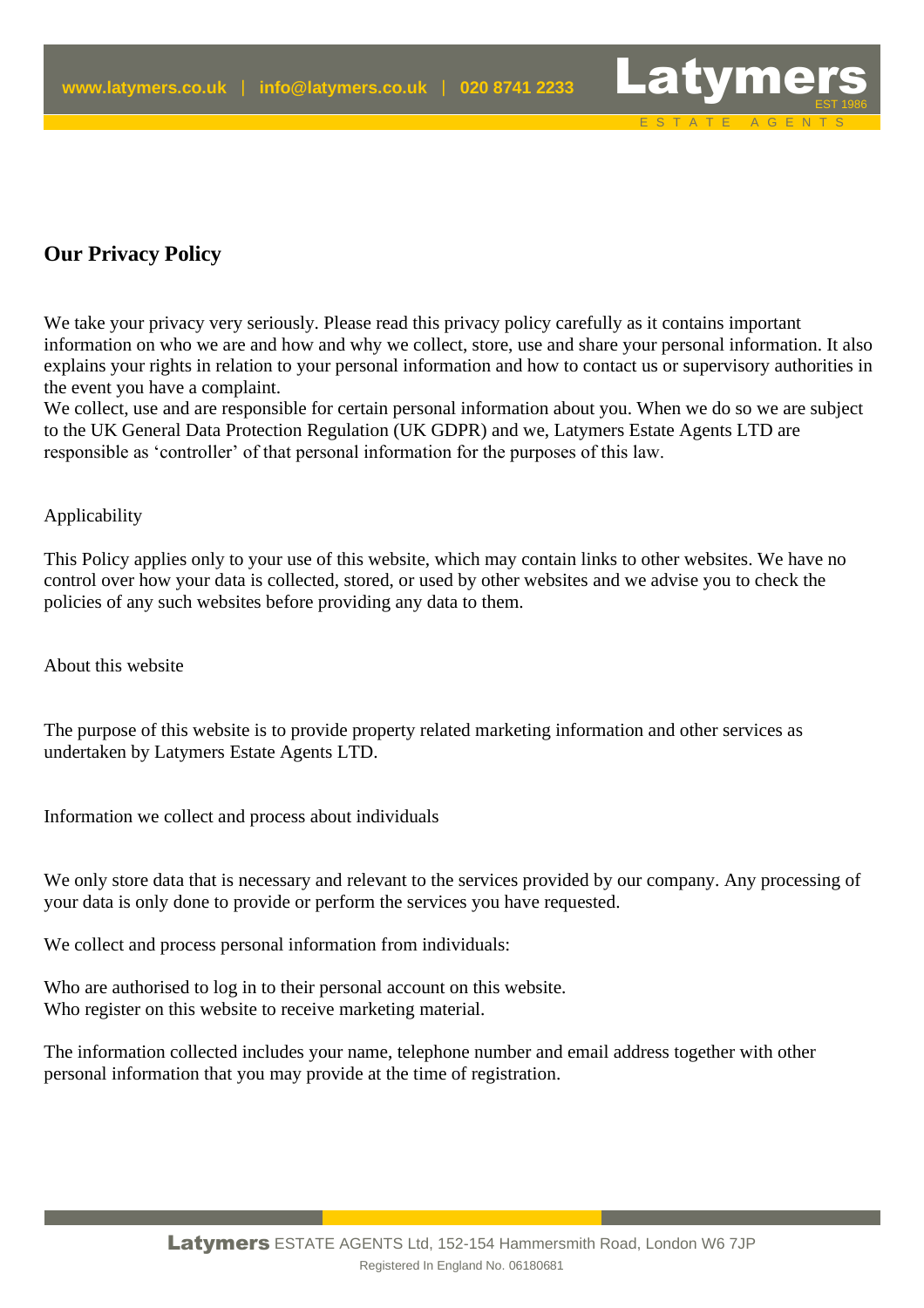# Our Privacy Policy

We take your privacy very seriously. Please read this privacy policy carefully as it contains important information on who we are and how and why we collect, store, use and share your personal information. It also explains your rights in relation to your personal information and how to contact us or supervisory authorities in the event you have a complaint.
We collect, use and are responsible for certain personal information about you. When we do so we are subject to the UK General Data Protection Regulation (UK GDPR) and we, Latymers Estate Agents LTD are responsible as 'controller' of that personal information for the purposes of this law.

## Applicability

This Policy applies only to your use of this website, which may contain links to other websites. We have no control over how your data is collected, stored, or used by other websites and we advise you to check the policies of any such websites before providing any data to them.

## About this website

The purpose of this website is to provide property related marketing information and other services as undertaken by Latymers Estate Agents LTD.

## Information we collect and process about individuals

We only store data that is necessary and relevant to the services provided by our company. Any processing of your data is only done to provide or perform the services you have requested.

We collect and process personal information from individuals:

Who are authorised to log in to their personal account on this website.
Who register on this website to receive marketing material.

The information collected includes your name, telephone number and email address together with other personal information that you may provide at the time of registration.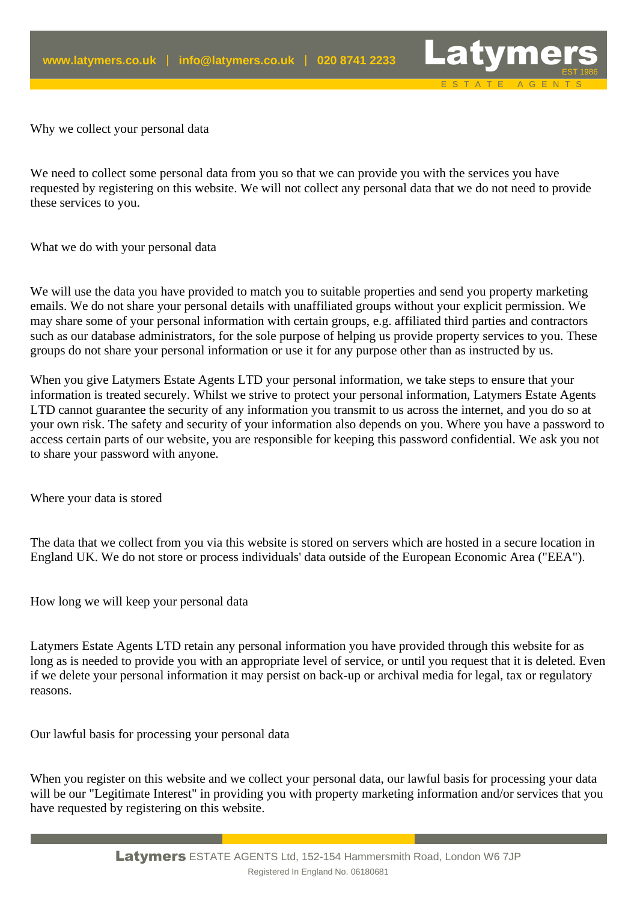## Why we collect your personal data

We need to collect some personal data from you so that we can provide you with the services you have requested by registering on this website. We will not collect any personal data that we do not need to provide these services to you.

## What we do with your personal data

We will use the data you have provided to match you to suitable properties and send you property marketing emails. We do not share your personal details with unaffiliated groups without your explicit permission. We may share some of your personal information with certain groups, e.g. affiliated third parties and contractors such as our database administrators, for the sole purpose of helping us provide property services to you. These groups do not share your personal information or use it for any purpose other than as instructed by us.

When you give Latymers Estate Agents LTD your personal information, we take steps to ensure that your information is treated securely. Whilst we strive to protect your personal information, Latymers Estate Agents LTD cannot guarantee the security of any information you transmit to us across the internet, and you do so at your own risk. The safety and security of your information also depends on you. Where you have a password to access certain parts of our website, you are responsible for keeping this password confidential. We ask you not to share your password with anyone.

## Where your data is stored

The data that we collect from you via this website is stored on servers which are hosted in a secure location in England UK. We do not store or process individuals' data outside of the European Economic Area ("EEA").

## How long we will keep your personal data

Latymers Estate Agents LTD retain any personal information you have provided through this website for as long as is needed to provide you with an appropriate level of service, or until you request that it is deleted. Even if we delete your personal information it may persist on back-up or archival media for legal, tax or regulatory reasons.

## Our lawful basis for processing your personal data

When you register on this website and we collect your personal data, our lawful basis for processing your data will be our "Legitimate Interest" in providing you with property marketing information and/or services that you have requested by registering on this website.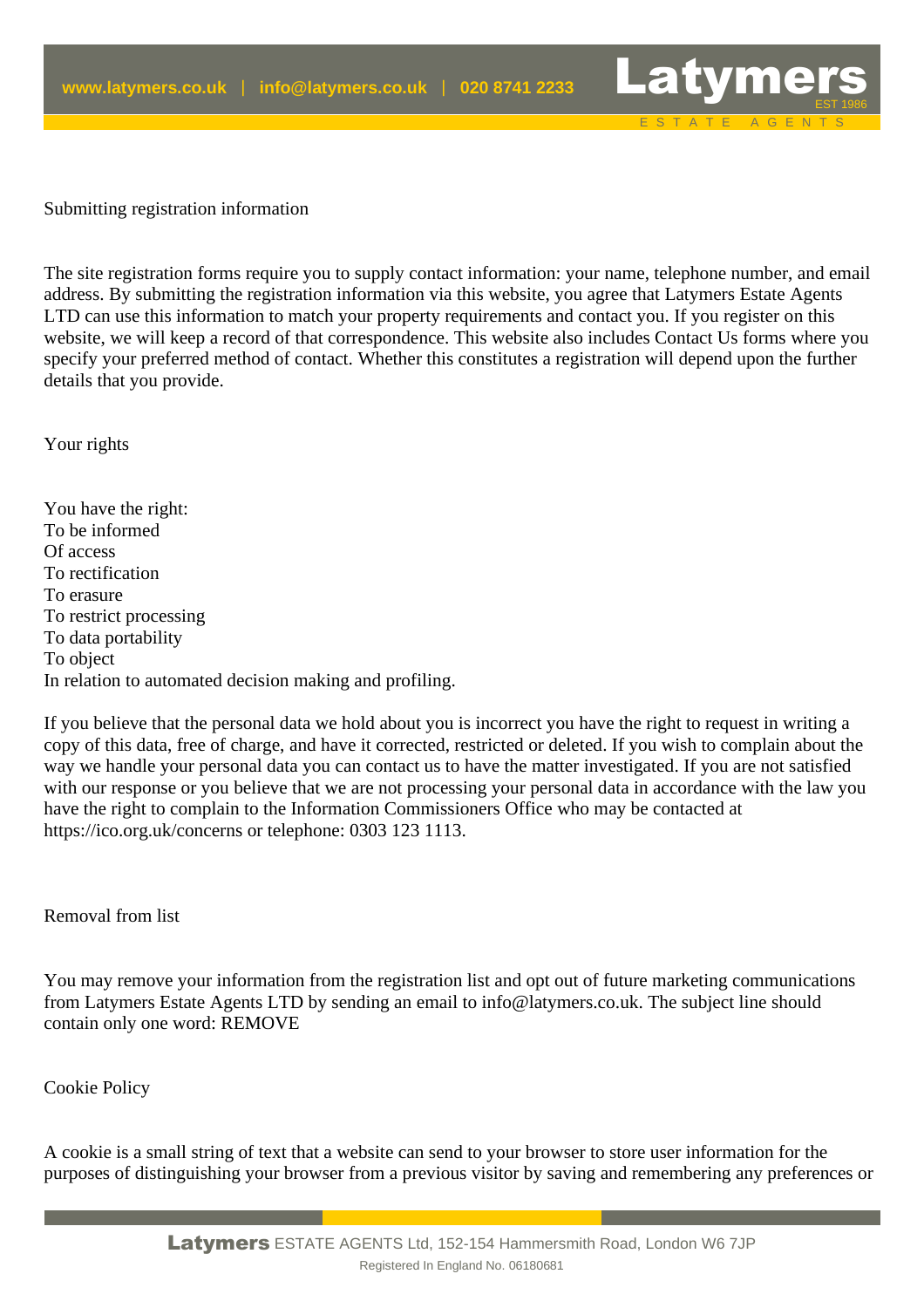## Submitting registration information

The site registration forms require you to supply contact information: your name, telephone number, and email address. By submitting the registration information via this website, you agree that Latymers Estate Agents LTD can use this information to match your property requirements and contact you. If you register on this website, we will keep a record of that correspondence. This website also includes Contact Us forms where you specify your preferred method of contact. Whether this constitutes a registration will depend upon the further details that you provide.

## Your rights

You have the right:
To be informed
Of access
To rectification
To erasure
To restrict processing
To data portability
To object
In relation to automated decision making and profiling.

If you believe that the personal data we hold about you is incorrect you have the right to request in writing a copy of this data, free of charge, and have it corrected, restricted or deleted. If you wish to complain about the way we handle your personal data you can contact us to have the matter investigated. If you are not satisfied with our response or you believe that we are not processing your personal data in accordance with the law you have the right to complain to the Information Commissioners Office who may be contacted at https://ico.org.uk/concerns or telephone: 0303 123 1113.

## Removal from list

You may remove your information from the registration list and opt out of future marketing communications from Latymers Estate Agents LTD by sending an email to info@latymers.co.uk. The subject line should contain only one word: REMOVE

## Cookie Policy

A cookie is a small string of text that a website can send to your browser to store user information for the purposes of distinguishing your browser from a previous visitor by saving and remembering any preferences or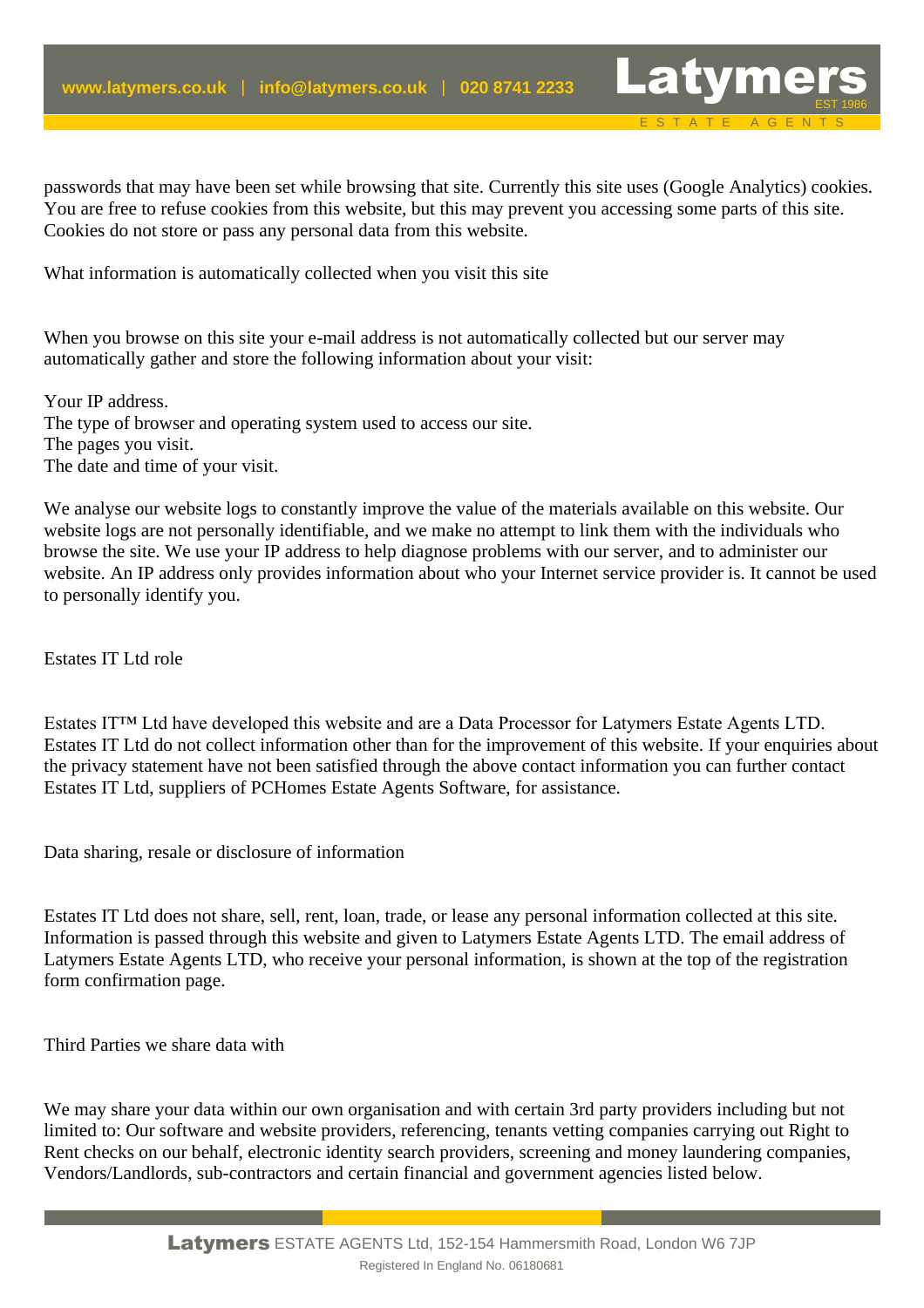passwords that may have been set while browsing that site. Currently this site uses (Google Analytics) cookies. You are free to refuse cookies from this website, but this may prevent you accessing some parts of this site. Cookies do not store or pass any personal data from this website.

What information is automatically collected when you visit this site

When you browse on this site your e-mail address is not automatically collected but our server may automatically gather and store the following information about your visit:

Your IP address.
The type of browser and operating system used to access our site.
The pages you visit.
The date and time of your visit.

We analyse our website logs to constantly improve the value of the materials available on this website. Our website logs are not personally identifiable, and we make no attempt to link them with the individuals who browse the site. We use your IP address to help diagnose problems with our server, and to administer our website. An IP address only provides information about who your Internet service provider is. It cannot be used to personally identify you.

Estates IT Ltd role

Estates IT™ Ltd have developed this website and are a Data Processor for Latymers Estate Agents LTD. Estates IT Ltd do not collect information other than for the improvement of this website. If your enquiries about the privacy statement have not been satisfied through the above contact information you can further contact Estates IT Ltd, suppliers of PCHomes Estate Agents Software, for assistance.

Data sharing, resale or disclosure of information

Estates IT Ltd does not share, sell, rent, loan, trade, or lease any personal information collected at this site. Information is passed through this website and given to Latymers Estate Agents LTD. The email address of Latymers Estate Agents LTD, who receive your personal information, is shown at the top of the registration form confirmation page.

Third Parties we share data with

We may share your data within our own organisation and with certain 3rd party providers including but not limited to: Our software and website providers, referencing, tenants vetting companies carrying out Right to Rent checks on our behalf, electronic identity search providers, screening and money laundering companies, Vendors/Landlords, sub-contractors and certain financial and government agencies listed below.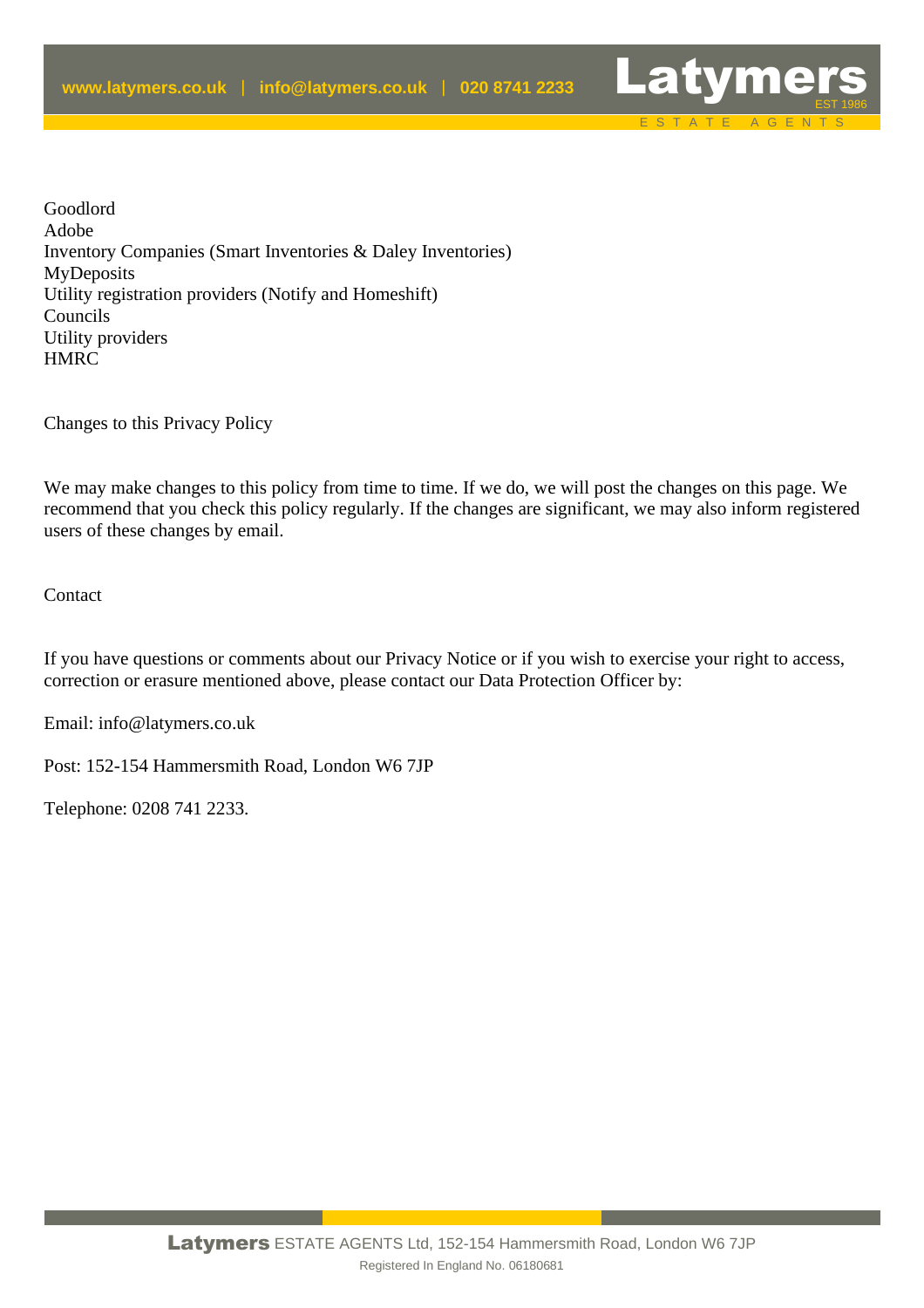Goodlord
Adobe
Inventory Companies (Smart Inventories & Daley Inventories)
MyDeposits
Utility registration providers (Notify and Homeshift)
Councils
Utility providers
HMRC

## Changes to this Privacy Policy

We may make changes to this policy from time to time. If we do, we will post the changes on this page. We recommend that you check this policy regularly. If the changes are significant, we may also inform registered users of these changes by email.

## Contact

If you have questions or comments about our Privacy Notice or if you wish to exercise your right to access, correction or erasure mentioned above, please contact our Data Protection Officer by:

Email: info@latymers.co.uk

Post: 152-154 Hammersmith Road, London W6 7JP

Telephone: 0208 741 2233.